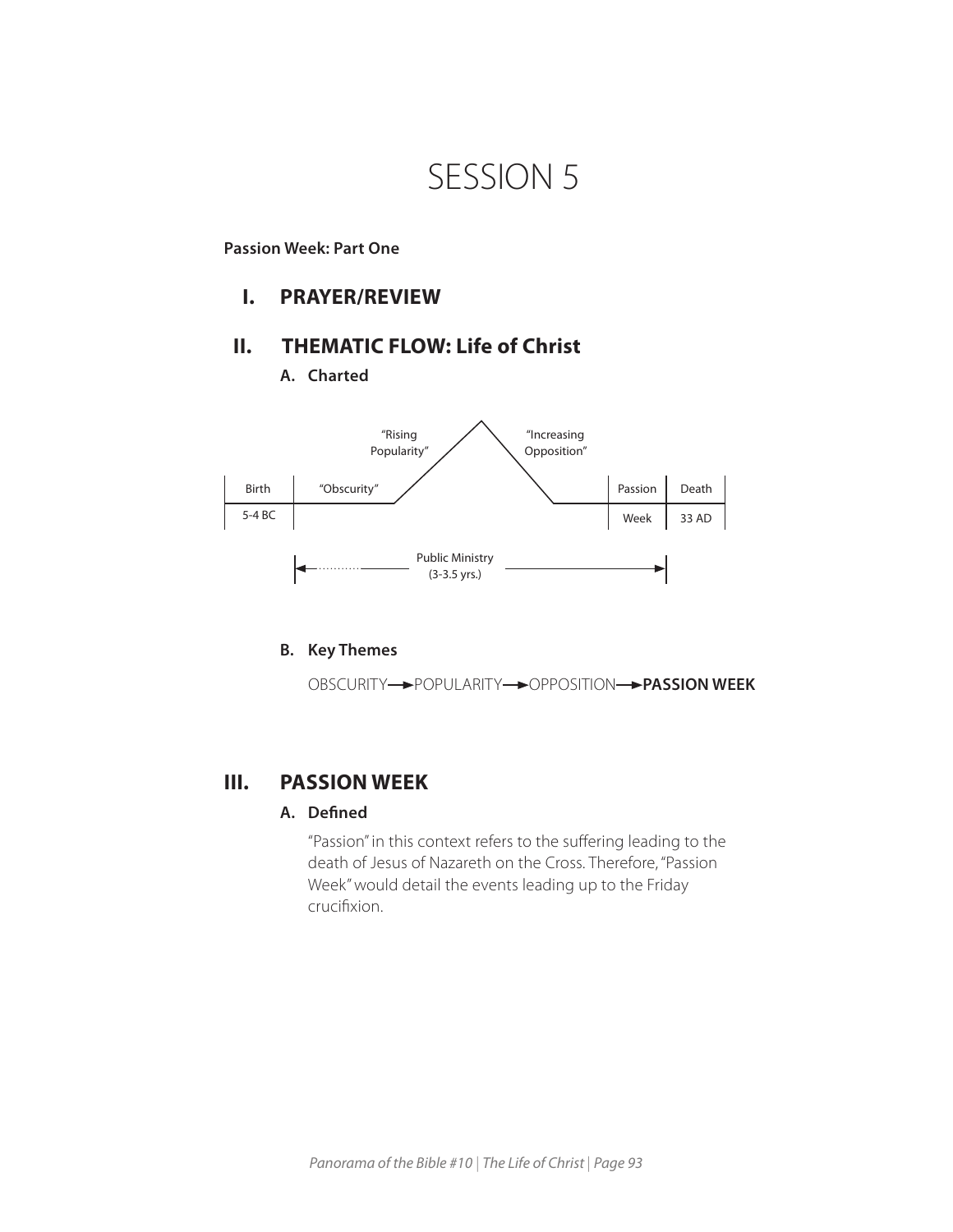# SESSION 5

**Passion Week: Part One**

## I. PRAYER/REVIEW

## II. THEMATIC FLOW: Life of Christ

### A. Charted

| Birth | "Obscurity" | "Rising Popularity" | "Increasing Opposition" | Passion | Death |
|---|---|---|---|---|---|
| 5-4 BC | | | | Week | 33 AD |

Public Ministry (3-3.5 yrs.)

### B. Key Themes

OBSCURITY → POPULARITY → OPPOSITION → **PASSION WEEK**

## III. PASSION WEEK

### A. Defined

"Passion" in this context refers to the suffering leading to the death of Jesus of Nazareth on the Cross. Therefore, "Passion Week" would detail the events leading up to the Friday crucifixion.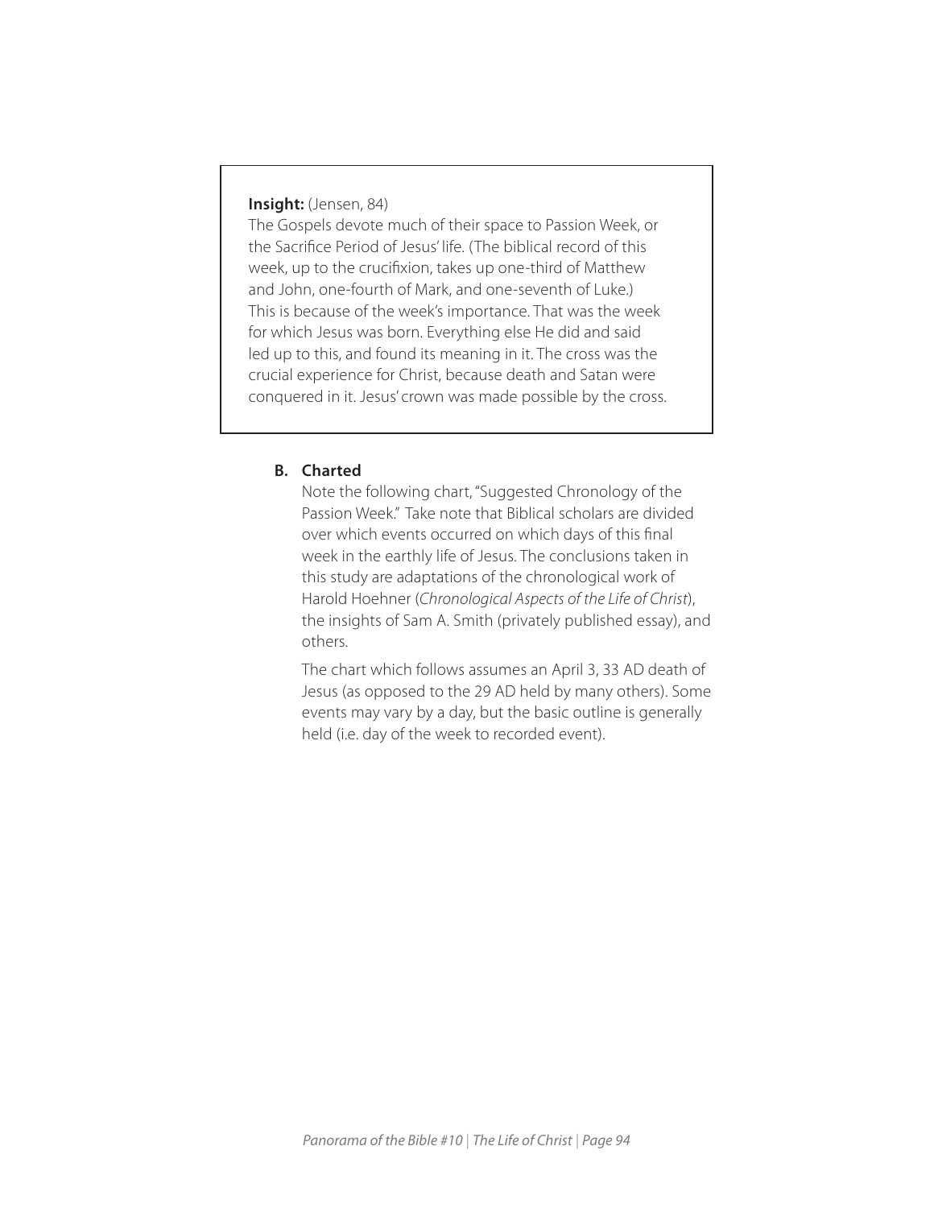**Insight:** (Jensen, 84)
The Gospels devote much of their space to Passion Week, or the Sacrifice Period of Jesus' life. (The biblical record of this week, up to the crucifixion, takes up one-third of Matthew and John, one-fourth of Mark, and one-seventh of Luke.) This is because of the week's importance. That was the week for which Jesus was born. Everything else He did and said led up to this, and found its meaning in it. The cross was the crucial experience for Christ, because death and Satan were conquered in it. Jesus' crown was made possible by the cross.

**B. Charted**

Note the following chart, "Suggested Chronology of the Passion Week." Take note that Biblical scholars are divided over which events occurred on which days of this final week in the earthly life of Jesus. The conclusions taken in this study are adaptations of the chronological work of Harold Hoehner (*Chronological Aspects of the Life of Christ*), the insights of Sam A. Smith (privately published essay), and others.

The chart which follows assumes an April 3, 33 AD death of Jesus (as opposed to the 29 AD held by many others). Some events may vary by a day, but the basic outline is generally held (i.e. day of the week to recorded event).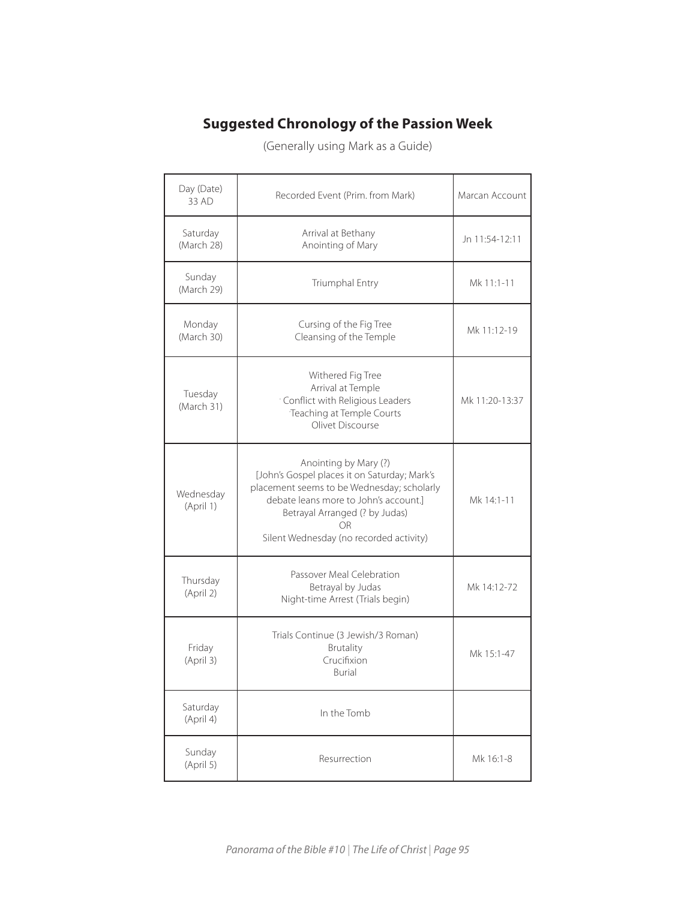## Suggested Chronology of the Passion Week

(Generally using Mark as a Guide)

| Day (Date) 33 AD | Recorded Event (Prim. from Mark) | Marcan Account |
| --- | --- | --- |
| Saturday (March 28) | Arrival at Bethany<br>Anointing of Mary | Jn 11:54-12:11 |
| Sunday (March 29) | Triumphal Entry | Mk 11:1-11 |
| Monday (March 30) | Cursing of the Fig Tree<br>Cleansing of the Temple | Mk 11:12-19 |
| Tuesday (March 31) | Withered Fig Tree<br>Arrival at Temple<br>Conflict with Religious Leaders<br>Teaching at Temple Courts<br>Olivet Discourse | Mk 11:20-13:37 |
| Wednesday (April 1) | Anointing by Mary (?)<br>[John's Gospel places it on Saturday; Mark's placement seems to be Wednesday; scholarly debate leans more to John's account.]<br>Betrayal Arranged (? by Judas)<br>OR<br>Silent Wednesday (no recorded activity) | Mk 14:1-11 |
| Thursday (April 2) | Passover Meal Celebration<br>Betrayal by Judas<br>Night-time Arrest (Trials begin) | Mk 14:12-72 |
| Friday (April 3) | Trials Continue (3 Jewish/3 Roman)<br>Brutality<br>Crucifixion<br>Burial | Mk 15:1-47 |
| Saturday (April 4) | In the Tomb | |
| Sunday (April 5) | Resurrection | Mk 16:1-8 |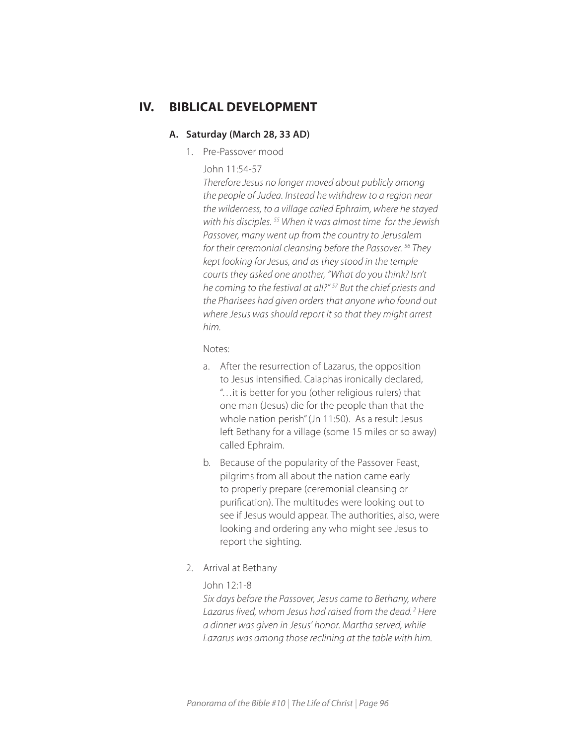## IV. BIBLICAL DEVELOPMENT

### A. Saturday (March 28, 33 AD)

1. Pre-Passover mood

   John 11:54-57

   *Therefore Jesus no longer moved about publicly among the people of Judea. Instead he withdrew to a region near the wilderness, to a village called Ephraim, where he stayed with his disciples. [55] When it was almost time for the Jewish Passover, many went up from the country to Jerusalem for their ceremonial cleansing before the Passover. [56] They kept looking for Jesus, and as they stood in the temple courts they asked one another, "What do you think? Isn't he coming to the festival at all?" [57] But the chief priests and the Pharisees had given orders that anyone who found out where Jesus was should report it so that they might arrest him.*

   Notes:

   a. After the resurrection of Lazarus, the opposition to Jesus intensified. Caiaphas ironically declared, "…it is better for you (other religious rulers) that one man (Jesus) die for the people than that the whole nation perish" (Jn 11:50). As a result Jesus left Bethany for a village (some 15 miles or so away) called Ephraim.

   b. Because of the popularity of the Passover Feast, pilgrims from all about the nation came early to properly prepare (ceremonial cleansing or purification). The multitudes were looking out to see if Jesus would appear. The authorities, also, were looking and ordering any who might see Jesus to report the sighting.

2. Arrival at Bethany

   John 12:1-8

   *Six days before the Passover, Jesus came to Bethany, where Lazarus lived, whom Jesus had raised from the dead. [2] Here a dinner was given in Jesus' honor. Martha served, while Lazarus was among those reclining at the table with him.*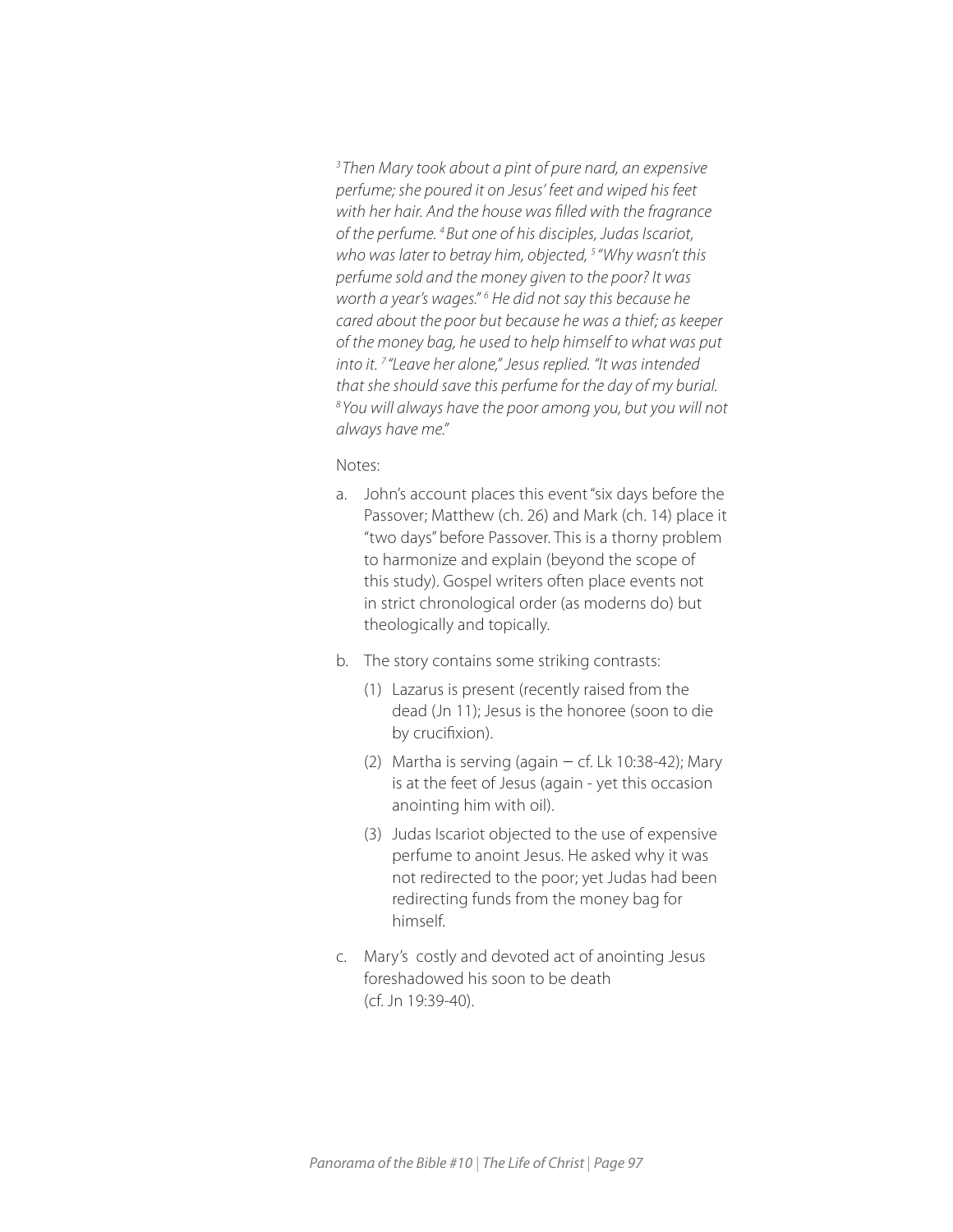*[3] Then Mary took about a pint of pure nard, an expensive perfume; she poured it on Jesus' feet and wiped his feet with her hair. And the house was filled with the fragrance of the perfume. [4] But one of his disciples, Judas Iscariot, who was later to betray him, objected, [5] "Why wasn't this perfume sold and the money given to the poor? It was worth a year's wages." [6] He did not say this because he cared about the poor but because he was a thief; as keeper of the money bag, he used to help himself to what was put into it. [7] "Leave her alone," Jesus replied. "It was intended that she should save this perfume for the day of my burial. [8] You will always have the poor among you, but you will not always have me."*

Notes:

a. John's account places this event "six days before the Passover; Matthew (ch. 26) and Mark (ch. 14) place it "two days" before Passover. This is a thorny problem to harmonize and explain (beyond the scope of this study). Gospel writers often place events not in strict chronological order (as moderns do) but theologically and topically.

b. The story contains some striking contrasts:

   (1) Lazarus is present (recently raised from the dead (Jn 11); Jesus is the honoree (soon to die by crucifixion).

   (2) Martha is serving (again – cf. Lk 10:38-42); Mary is at the feet of Jesus (again - yet this occasion anointing him with oil).

   (3) Judas Iscariot objected to the use of expensive perfume to anoint Jesus. He asked why it was not redirected to the poor; yet Judas had been redirecting funds from the money bag for himself.

c. Mary's costly and devoted act of anointing Jesus foreshadowed his soon to be death (cf. Jn 19:39-40).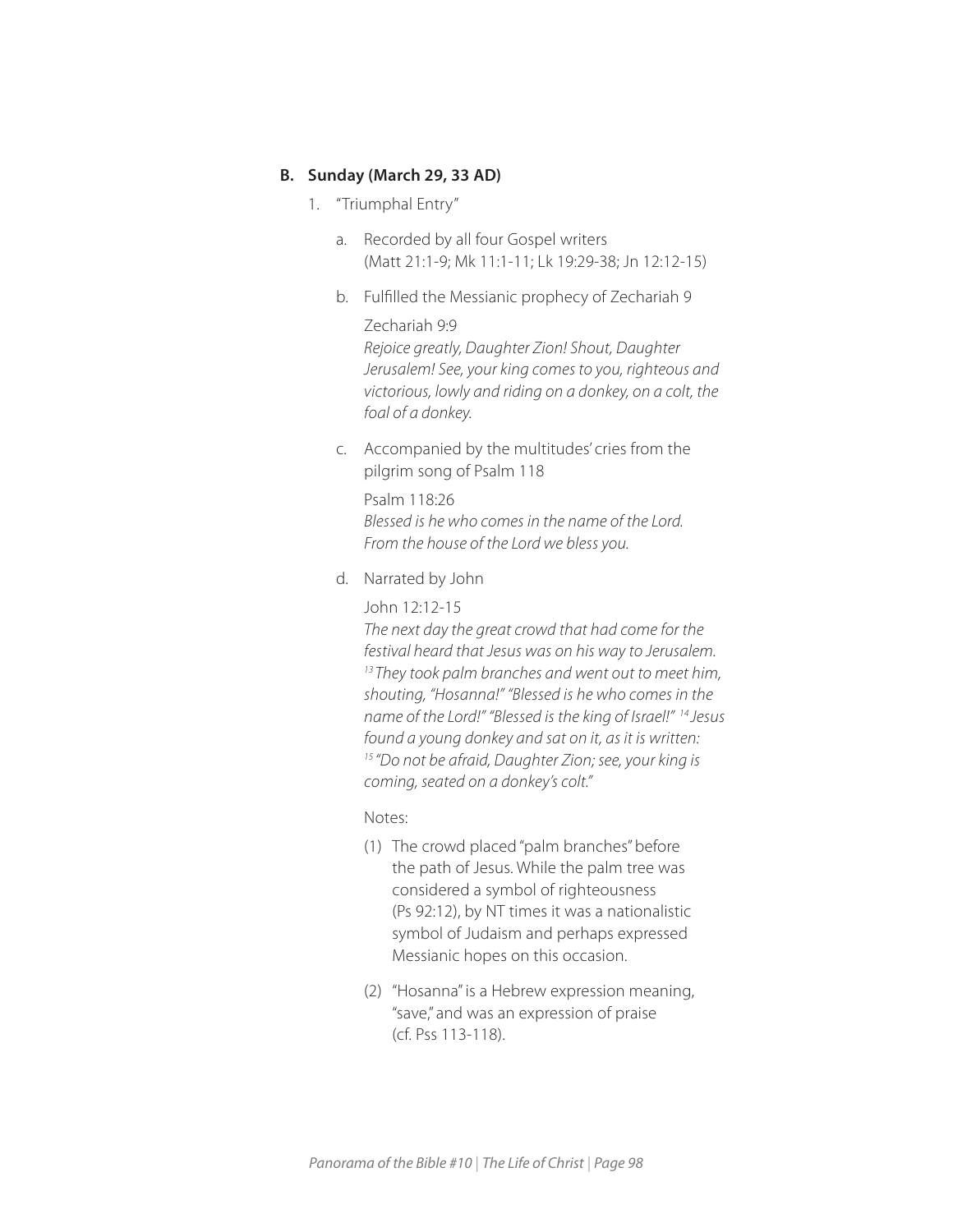### B. Sunday (March 29, 33 AD)

1. "Triumphal Entry"

   a. Recorded by all four Gospel writers (Matt 21:1-9; Mk 11:1-11; Lk 19:29-38; Jn 12:12-15)

   b. Fulfilled the Messianic prophecy of Zechariah 9

      Zechariah 9:9
      *Rejoice greatly, Daughter Zion! Shout, Daughter Jerusalem! See, your king comes to you, righteous and victorious, lowly and riding on a donkey, on a colt, the foal of a donkey.*

   c. Accompanied by the multitudes' cries from the pilgrim song of Psalm 118

      Psalm 118:26
      *Blessed is he who comes in the name of the Lord. From the house of the Lord we bless you.*

   d. Narrated by John

      John 12:12-15
      *The next day the great crowd that had come for the festival heard that Jesus was on his way to Jerusalem. [13] They took palm branches and went out to meet him, shouting, "Hosanna!" "Blessed is he who comes in the name of the Lord!" "Blessed is the king of Israel!" [14] Jesus found a young donkey and sat on it, as it is written: [15] "Do not be afraid, Daughter Zion; see, your king is coming, seated on a donkey's colt."*

      Notes:

      (1) The crowd placed "palm branches" before the path of Jesus. While the palm tree was considered a symbol of righteousness (Ps 92:12), by NT times it was a nationalistic symbol of Judaism and perhaps expressed Messianic hopes on this occasion.

      (2) "Hosanna" is a Hebrew expression meaning, "save," and was an expression of praise (cf. Pss 113-118).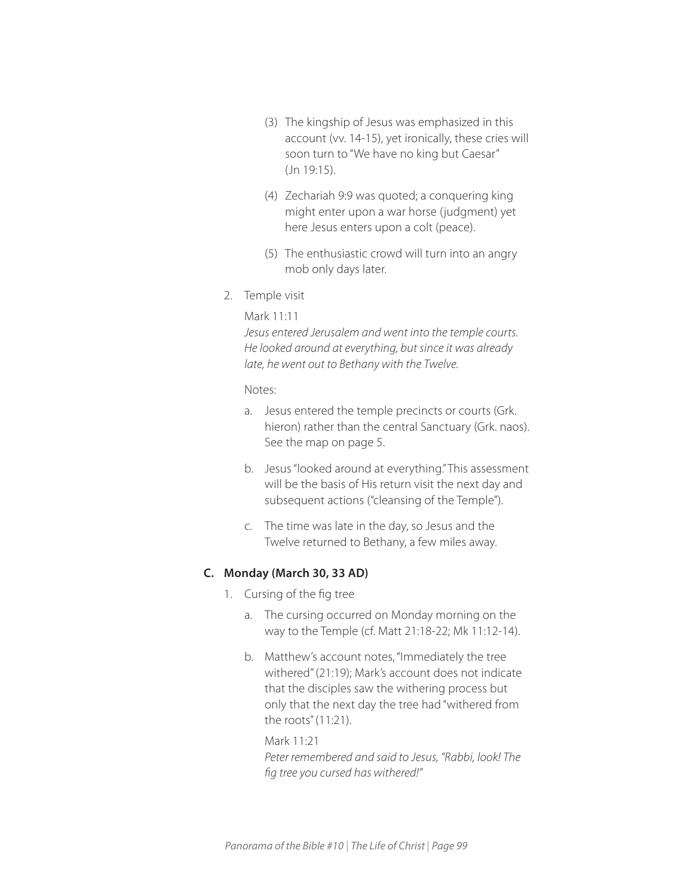(3) The kingship of Jesus was emphasized in this account (vv. 14-15), yet ironically, these cries will soon turn to "We have no king but Caesar" (Jn 19:15).

(4) Zechariah 9:9 was quoted; a conquering king might enter upon a war horse (judgment) yet here Jesus enters upon a colt (peace).

(5) The enthusiastic crowd will turn into an angry mob only days later.

2. Temple visit

   Mark 11:11
   *Jesus entered Jerusalem and went into the temple courts. He looked around at everything, but since it was already late, he went out to Bethany with the Twelve.*

   Notes:

   a. Jesus entered the temple precincts or courts (Grk. hieron) rather than the central Sanctuary (Grk. naos). See the map on page 5.

   b. Jesus "looked around at everything." This assessment will be the basis of His return visit the next day and subsequent actions ("cleansing of the Temple").

   c. The time was late in the day, so Jesus and the Twelve returned to Bethany, a few miles away.

### C. Monday (March 30, 33 AD)

1. Cursing of the fig tree

   a. The cursing occurred on Monday morning on the way to the Temple (cf. Matt 21:18-22; Mk 11:12-14).

   b. Matthew's account notes, "Immediately the tree withered" (21:19); Mark's account does not indicate that the disciples saw the withering process but only that the next day the tree had "withered from the roots" (11:21).

      Mark 11:21
      *Peter remembered and said to Jesus, "Rabbi, look! The fig tree you cursed has withered!"*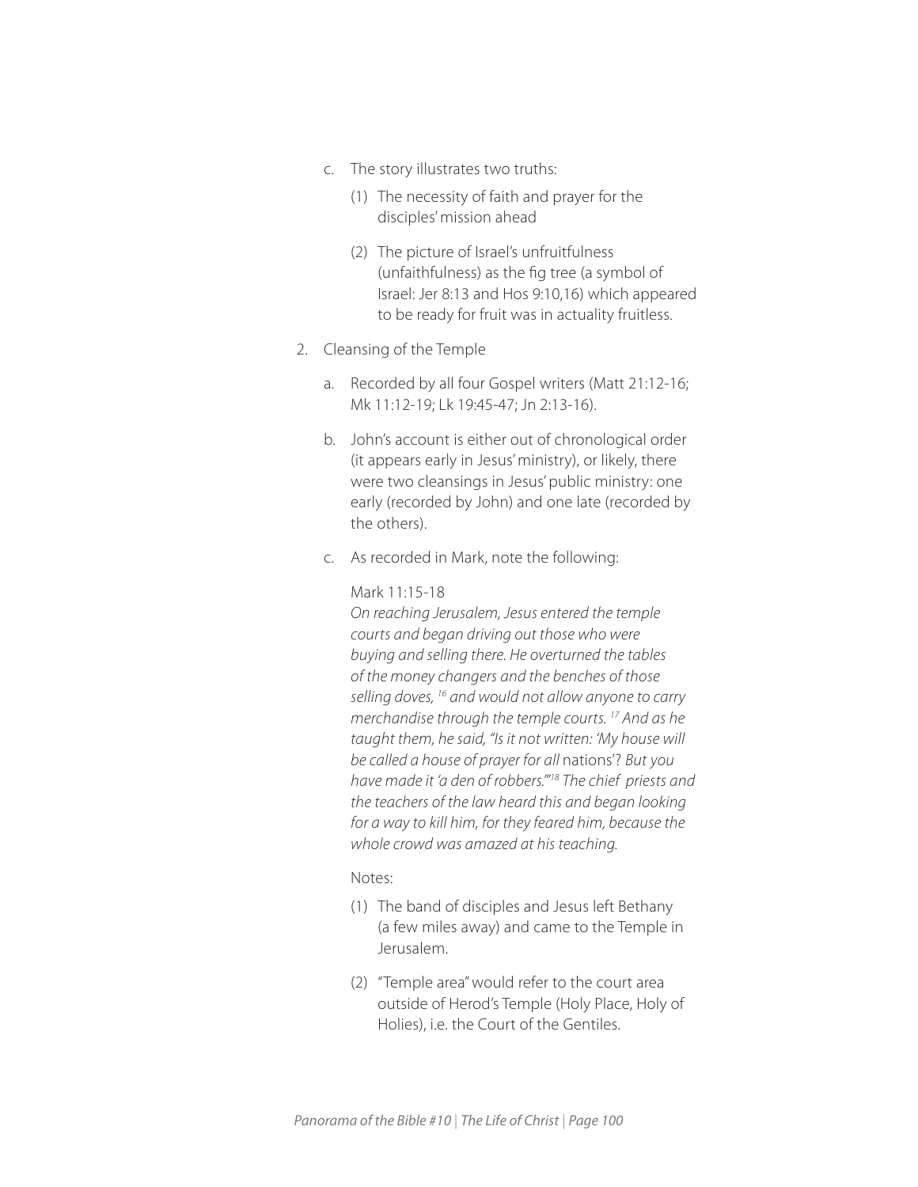c. The story illustrates two truths:

    (1) The necessity of faith and prayer for the disciples' mission ahead

    (2) The picture of Israel's unfruitfulness (unfaithfulness) as the fig tree (a symbol of Israel: Jer 8:13 and Hos 9:10,16) which appeared to be ready for fruit was in actuality fruitless.

2. Cleansing of the Temple

    a. Recorded by all four Gospel writers (Matt 21:12-16; Mk 11:12-19; Lk 19:45-47; Jn 2:13-16).

    b. John's account is either out of chronological order (it appears early in Jesus' ministry), or likely, there were two cleansings in Jesus' public ministry: one early (recorded by John) and one late (recorded by the others).

    c. As recorded in Mark, note the following:

    Mark 11:15-18
    *On reaching Jerusalem, Jesus entered the temple courts and began driving out those who were buying and selling there. He overturned the tables of the money changers and the benches of those selling doves, [16] and would not allow anyone to carry merchandise through the temple courts. [17] And as he taught them, he said, "Is it not written: 'My house will be called a house of prayer for all* nations'? *But you have made it 'a den of robbers.'"[18] The chief priests and the teachers of the law heard this and began looking for a way to kill him, for they feared him, because the whole crowd was amazed at his teaching.*

    Notes:

    (1) The band of disciples and Jesus left Bethany (a few miles away) and came to the Temple in Jerusalem.

    (2) "Temple area" would refer to the court area outside of Herod's Temple (Holy Place, Holy of Holies), i.e. the Court of the Gentiles.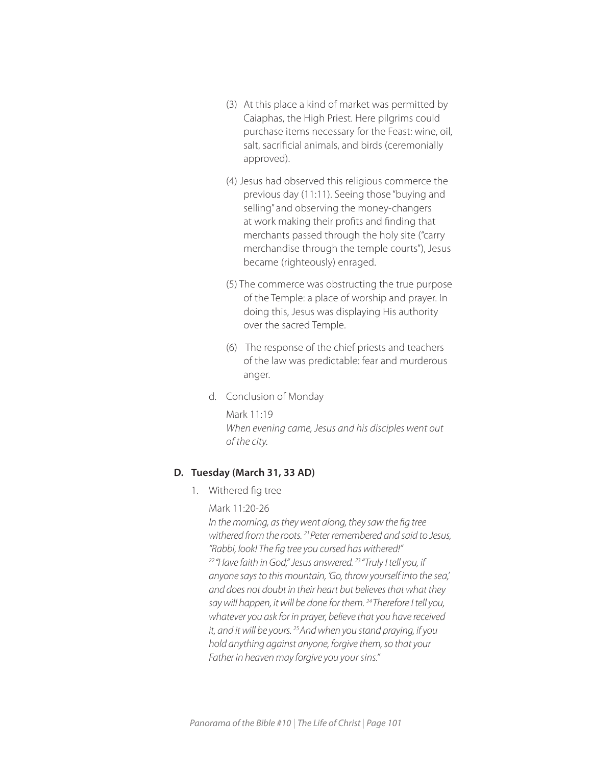(3) At this place a kind of market was permitted by Caiaphas, the High Priest. Here pilgrims could purchase items necessary for the Feast: wine, oil, salt, sacrificial animals, and birds (ceremonially approved).

(4) Jesus had observed this religious commerce the previous day (11:11). Seeing those "buying and selling" and observing the money-changers at work making their profits and finding that merchants passed through the holy site ("carry merchandise through the temple courts"), Jesus became (righteously) enraged.

(5) The commerce was obstructing the true purpose of the Temple: a place of worship and prayer. In doing this, Jesus was displaying His authority over the sacred Temple.

(6) The response of the chief priests and teachers of the law was predictable: fear and murderous anger.

d. Conclusion of Monday

Mark 11:19
*When evening came, Jesus and his disciples went out of the city.*

**D. Tuesday (March 31, 33 AD)**

1. Withered fig tree

Mark 11:20-26
*In the morning, as they went along, they saw the fig tree withered from the roots. [21] Peter remembered and said to Jesus, "Rabbi, look! The fig tree you cursed has withered!" [22] "Have faith in God," Jesus answered. [23] "Truly I tell you, if anyone says to this mountain, 'Go, throw yourself into the sea,' and does not doubt in their heart but believes that what they say will happen, it will be done for them. [24] Therefore I tell you, whatever you ask for in prayer, believe that you have received it, and it will be yours. [25] And when you stand praying, if you hold anything against anyone, forgive them, so that your Father in heaven may forgive you your sins."*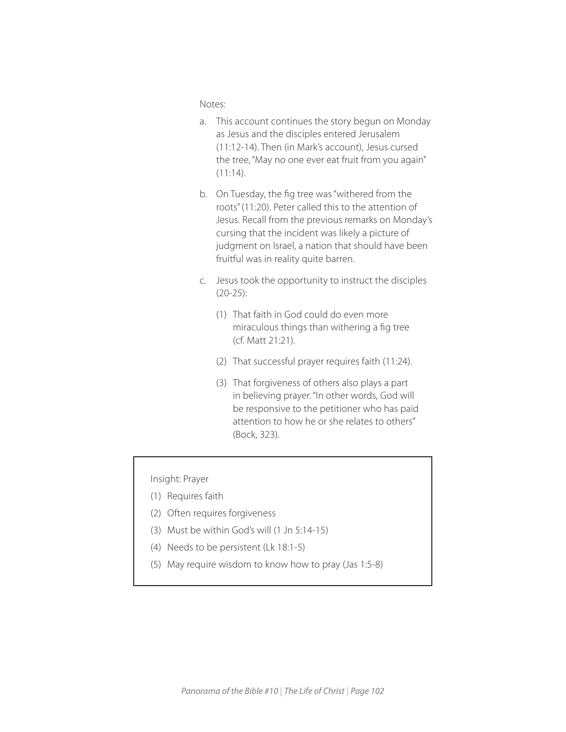Notes:

a. This account continues the story begun on Monday as Jesus and the disciples entered Jerusalem (11:12-14). Then (in Mark's account), Jesus cursed the tree, "May no one ever eat fruit from you again" (11:14).

b. On Tuesday, the fig tree was "withered from the roots" (11:20). Peter called this to the attention of Jesus. Recall from the previous remarks on Monday's cursing that the incident was likely a picture of judgment on Israel, a nation that should have been fruitful was in reality quite barren.

c. Jesus took the opportunity to instruct the disciples (20-25):

   (1) That faith in God could do even more miraculous things than withering a fig tree (cf. Matt 21:21).

   (2) That successful prayer requires faith (11:24).

   (3) That forgiveness of others also plays a part in believing prayer. "In other words, God will be responsive to the petitioner who has paid attention to how he or she relates to others" (Bock, 323).

> Insight: Prayer
>
> (1) Requires faith
>
> (2) Often requires forgiveness
>
> (3) Must be within God's will (1 Jn 5:14-15)
>
> (4) Needs to be persistent (Lk 18:1-5)
>
> (5) May require wisdom to know how to pray (Jas 1:5-8)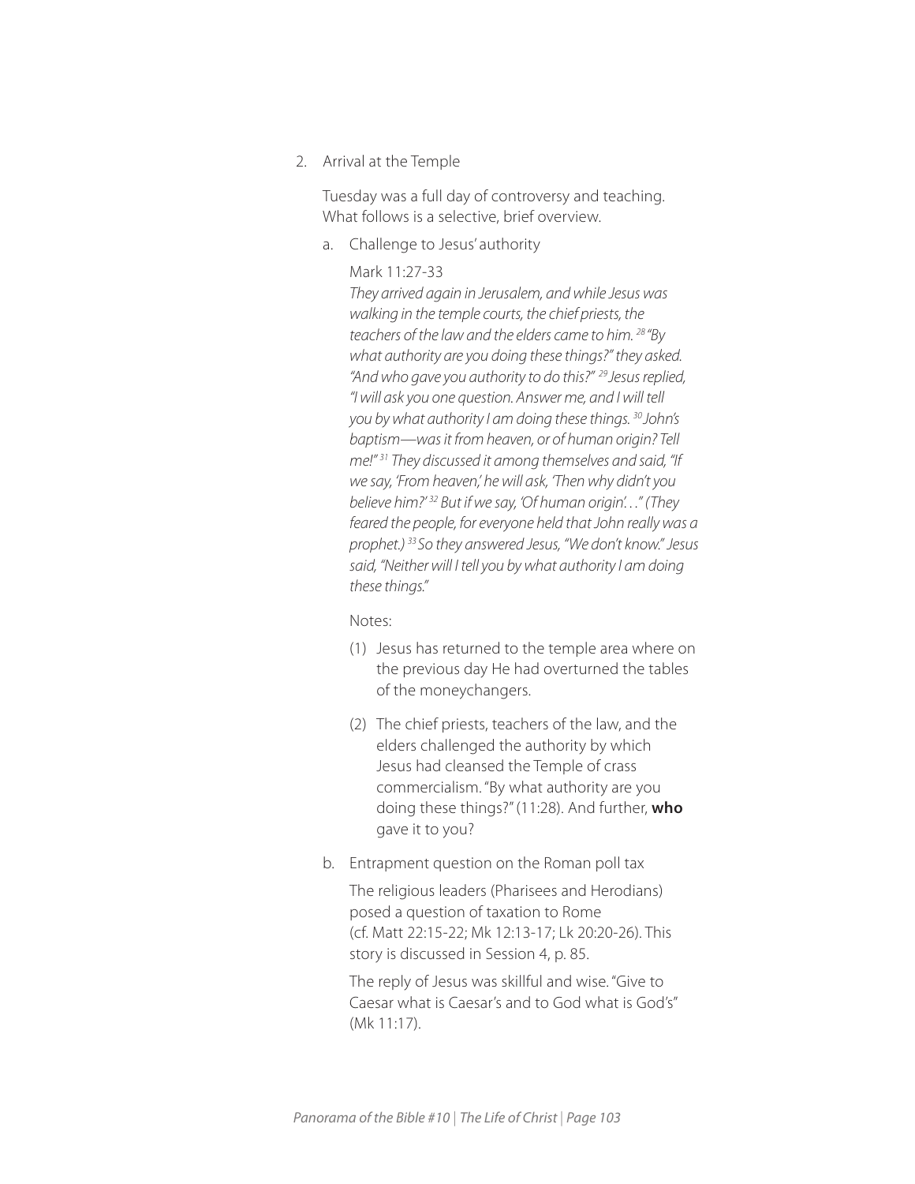2. Arrival at the Temple

   Tuesday was a full day of controversy and teaching. What follows is a selective, brief overview.

   a. Challenge to Jesus' authority

      Mark 11:27-33

      *They arrived again in Jerusalem, and while Jesus was walking in the temple courts, the chief priests, the teachers of the law and the elders came to him. [28] "By what authority are you doing these things?" they asked. "And who gave you authority to do this?" [29] Jesus replied, "I will ask you one question. Answer me, and I will tell you by what authority I am doing these things. [30] John's baptism—was it from heaven, or of human origin? Tell me!" [31] They discussed it among themselves and said, "If we say, 'From heaven,' he will ask, 'Then why didn't you believe him?' [32] But if we say, 'Of human origin'. . ." (They feared the people, for everyone held that John really was a prophet.) [33] So they answered Jesus, "We don't know." Jesus said, "Neither will I tell you by what authority I am doing these things."*

      Notes:

      (1) Jesus has returned to the temple area where on the previous day He had overturned the tables of the moneychangers.

      (2) The chief priests, teachers of the law, and the elders challenged the authority by which Jesus had cleansed the Temple of crass commercialism. "By what authority are you doing these things?" (11:28). And further, **who** gave it to you?

   b. Entrapment question on the Roman poll tax

      The religious leaders (Pharisees and Herodians) posed a question of taxation to Rome (cf. Matt 22:15-22; Mk 12:13-17; Lk 20:20-26). This story is discussed in Session 4, p. 85.

      The reply of Jesus was skillful and wise. "Give to Caesar what is Caesar's and to God what is God's" (Mk 11:17).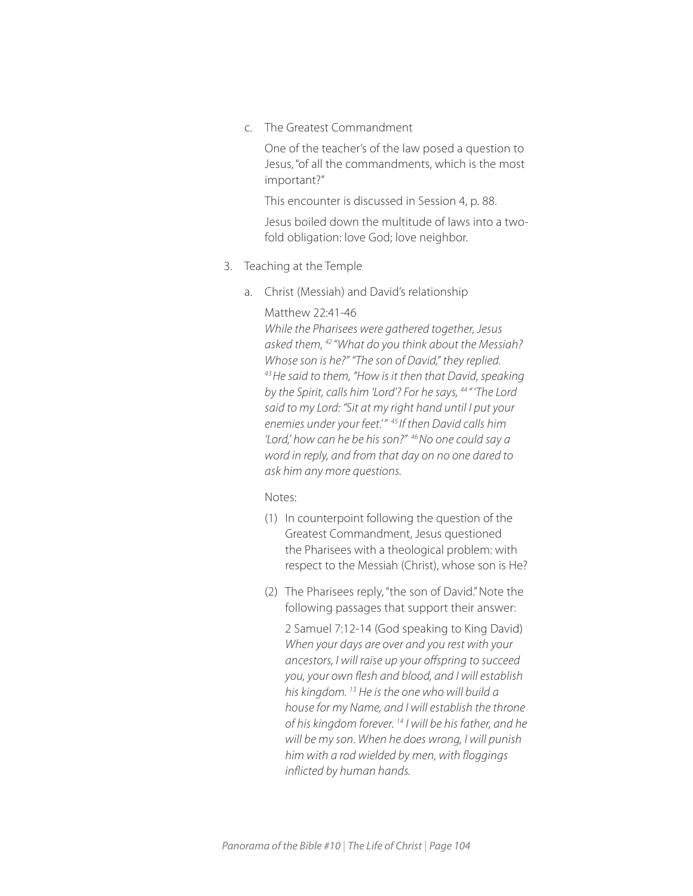c. The Greatest Commandment

   One of the teacher's of the law posed a question to Jesus, "of all the commandments, which is the most important?"

   This encounter is discussed in Session 4, p. 88.

   Jesus boiled down the multitude of laws into a two-fold obligation: love God; love neighbor.

3. Teaching at the Temple

   a. Christ (Messiah) and David's relationship

      Matthew 22:41-46
      *While the Pharisees were gathered together, Jesus asked them, [42] "What do you think about the Messiah? Whose son is he?" "The son of David," they replied. [43] He said to them, "How is it then that David, speaking by the Spirit, calls him 'Lord'? For he says, [44] "'The Lord said to my Lord: "Sit at my right hand until I put your enemies under your feet.'" [45] If then David calls him 'Lord,' how can he be his son?" [46] No one could say a word in reply, and from that day on no one dared to ask him any more questions.*

      Notes:

      (1) In counterpoint following the question of the Greatest Commandment, Jesus questioned the Pharisees with a theological problem: with respect to the Messiah (Christ), whose son is He?

      (2) The Pharisees reply, "the son of David." Note the following passages that support their answer:

      2 Samuel 7:12-14 (God speaking to King David)
      *When your days are over and you rest with your ancestors, I will raise up your offspring to succeed you, your own flesh and blood, and I will establish his kingdom. [13] He is the one who will build a house for my Name, and I will establish the throne of his kingdom forever. [14] I will be his father, and he will be my son. When he does wrong, I will punish him with a rod wielded by men, with floggings inflicted by human hands.*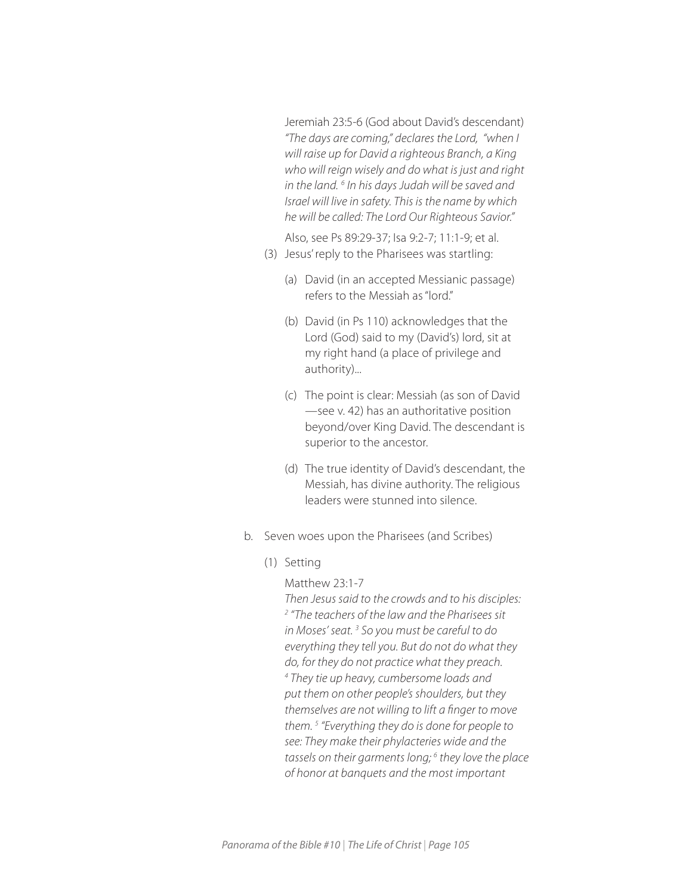Jeremiah 23:5-6 (God about David's descendant)
*"The days are coming," declares the Lord, "when I will raise up for David a righteous Branch, a King who will reign wisely and do what is just and right in the land. [6] In his days Judah will be saved and Israel will live in safety. This is the name by which he will be called: The Lord Our Righteous Savior."*

Also, see Ps 89:29-37; Isa 9:2-7; 11:1-9; et al.

(3) Jesus' reply to the Pharisees was startling:

(a) David (in an accepted Messianic passage) refers to the Messiah as "lord."

(b) David (in Ps 110) acknowledges that the Lord (God) said to my (David's) lord, sit at my right hand (a place of privilege and authority)...

(c) The point is clear: Messiah (as son of David —see v. 42) has an authoritative position beyond/over King David. The descendant is superior to the ancestor.

(d) The true identity of David's descendant, the Messiah, has divine authority. The religious leaders were stunned into silence.

b. Seven woes upon the Pharisees (and Scribes)

(1) Setting

Matthew 23:1-7
*Then Jesus said to the crowds and to his disciples: [2] "The teachers of the law and the Pharisees sit in Moses' seat. [3] So you must be careful to do everything they tell you. But do not do what they do, for they do not practice what they preach. [4] They tie up heavy, cumbersome loads and put them on other people's shoulders, but they themselves are not willing to lift a finger to move them. [5] "Everything they do is done for people to see: They make their phylacteries wide and the tassels on their garments long; [6] they love the place of honor at banquets and the most important*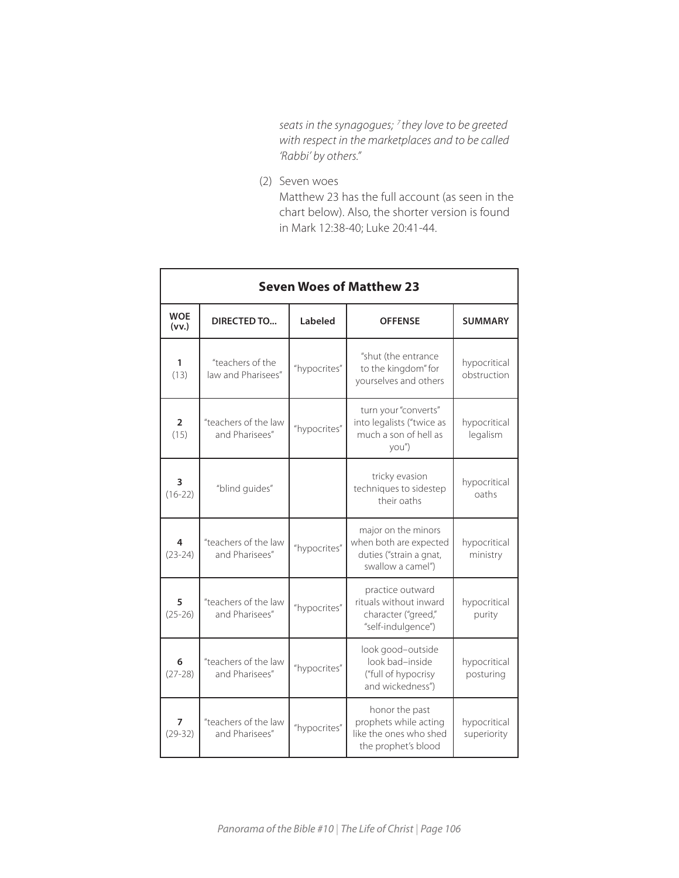*seats in the synagogues; [7] they love to be greeted with respect in the marketplaces and to be called 'Rabbi' by others."*

(2) Seven woes

Matthew 23 has the full account (as seen in the chart below). Also, the shorter version is found in Mark 12:38-40; Luke 20:41-44.

| **Seven Woes of Matthew 23** | | | | |
|---|---|---|---|---|
| **WOE (vv.)** | **DIRECTED TO...** | **Labeled** | **OFFENSE** | **SUMMARY** |
| **1** (13) | "teachers of the law and Pharisees" | "hypocrites" | "shut (the entrance to the kingdom" for yourselves and others | hypocritical obstruction |
| **2** (15) | "teachers of the law and Pharisees" | "hypocrites" | turn your "converts" into legalists ("twice as much a son of hell as you") | hypocritical legalism |
| **3** (16-22) | "blind guides" | | tricky evasion techniques to sidestep their oaths | hypocritical oaths |
| **4** (23-24) | "teachers of the law and Pharisees" | "hypocrites" | major on the minors when both are expected duties ("strain a gnat, swallow a camel") | hypocritical ministry |
| **5** (25-26) | "teachers of the law and Pharisees" | "hypocrites" | practice outward rituals without inward character ("greed," "self-indulgence") | hypocritical purity |
| **6** (27-28) | "teachers of the law and Pharisees" | "hypocrites" | look good–outside look bad–inside ("full of hypocrisy and wickedness") | hypocritical posturing |
| **7** (29-32) | "teachers of the law and Pharisees" | "hypocrites" | honor the past prophets while acting like the ones who shed the prophet's blood | hypocritical superiority |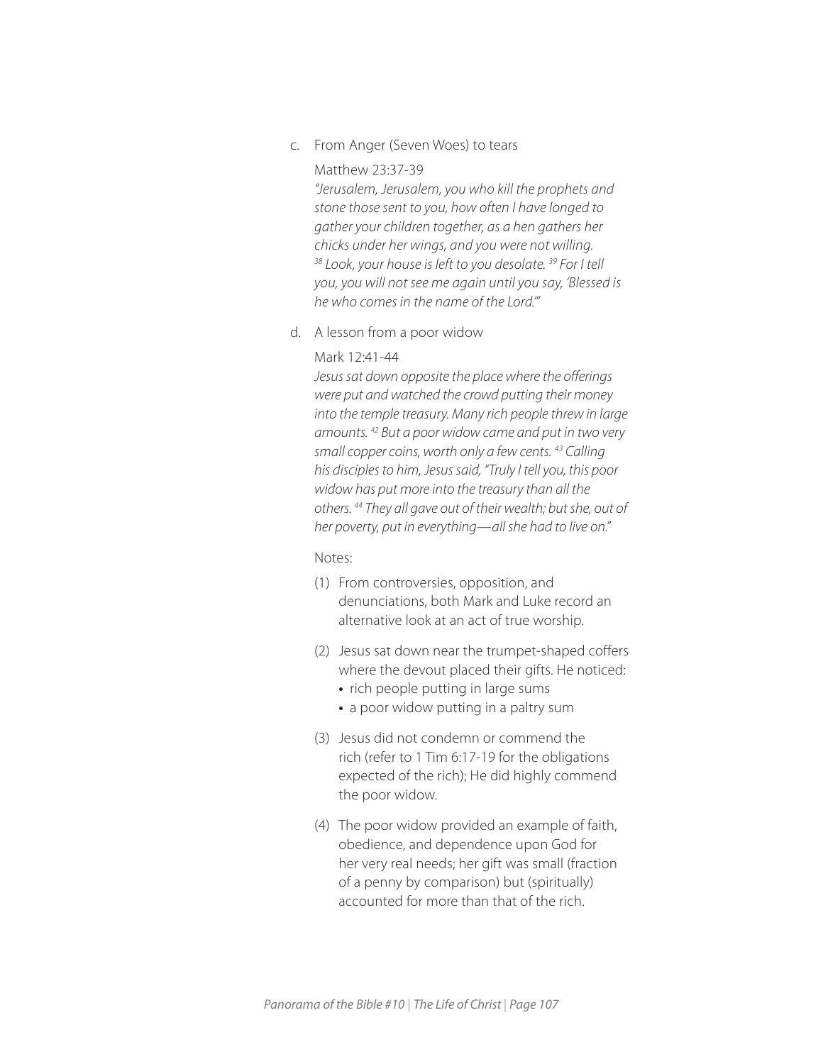c. From Anger (Seven Woes) to tears

Matthew 23:37-39

*"Jerusalem, Jerusalem, you who kill the prophets and stone those sent to you, how often I have longed to gather your children together, as a hen gathers her chicks under her wings, and you were not willing. [38] Look, your house is left to you desolate. [39] For I tell you, you will not see me again until you say, 'Blessed is he who comes in the name of the Lord.'"*

d. A lesson from a poor widow

Mark 12:41-44

*Jesus sat down opposite the place where the offerings were put and watched the crowd putting their money into the temple treasury. Many rich people threw in large amounts. [42] But a poor widow came and put in two very small copper coins, worth only a few cents. [43] Calling his disciples to him, Jesus said, "Truly I tell you, this poor widow has put more into the treasury than all the others. [44] They all gave out of their wealth; but she, out of her poverty, put in everything—all she had to live on."*

Notes:

(1) From controversies, opposition, and denunciations, both Mark and Luke record an alternative look at an act of true worship.

(2) Jesus sat down near the trumpet-shaped coffers where the devout placed their gifts. He noticed:
- rich people putting in large sums
- a poor widow putting in a paltry sum

(3) Jesus did not condemn or commend the rich (refer to 1 Tim 6:17-19 for the obligations expected of the rich); He did highly commend the poor widow.

(4) The poor widow provided an example of faith, obedience, and dependence upon God for her very real needs; her gift was small (fraction of a penny by comparison) but (spiritually) accounted for more than that of the rich.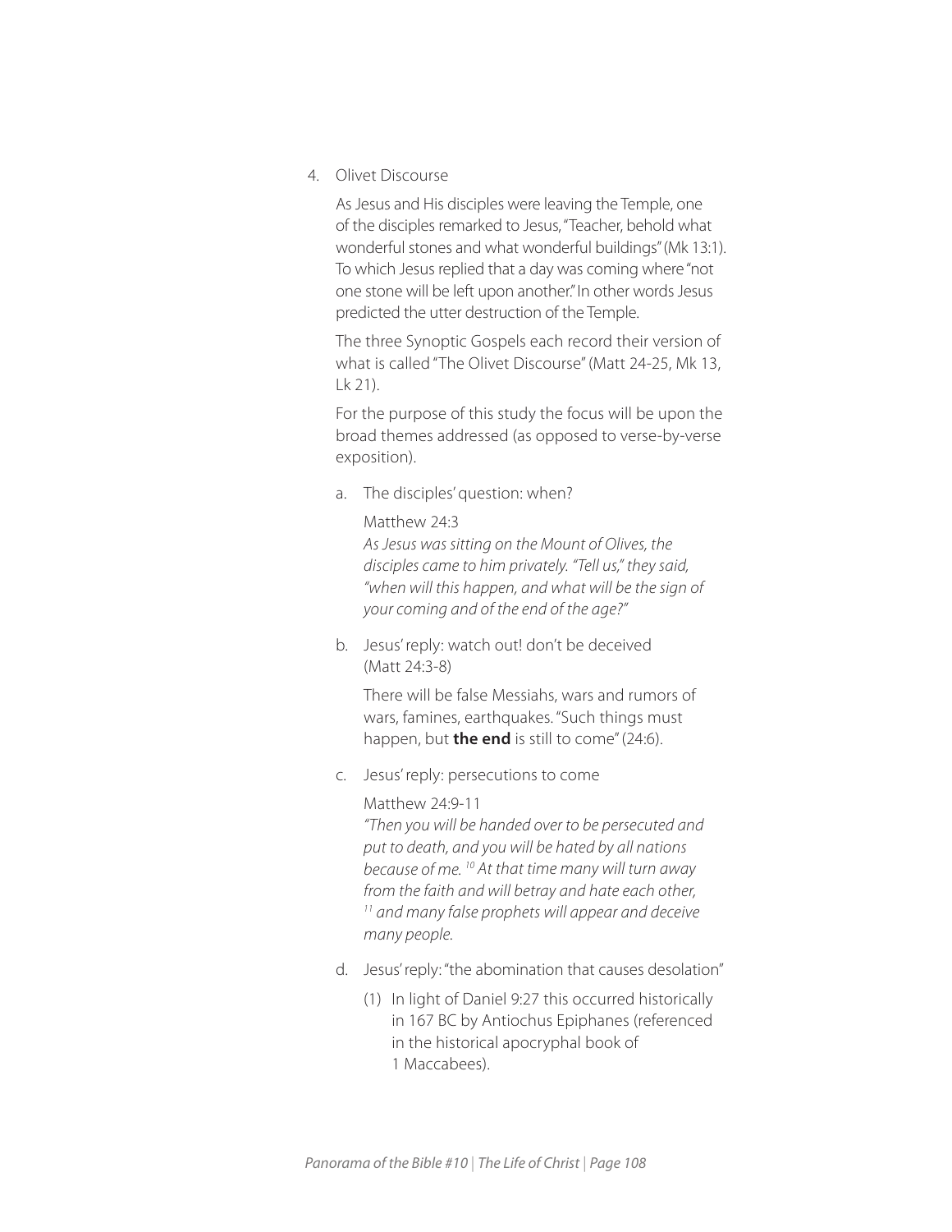4. Olivet Discourse

   As Jesus and His disciples were leaving the Temple, one of the disciples remarked to Jesus, "Teacher, behold what wonderful stones and what wonderful buildings" (Mk 13:1). To which Jesus replied that a day was coming where "not one stone will be left upon another." In other words Jesus predicted the utter destruction of the Temple.

   The three Synoptic Gospels each record their version of what is called "The Olivet Discourse" (Matt 24-25, Mk 13, Lk 21).

   For the purpose of this study the focus will be upon the broad themes addressed (as opposed to verse-by-verse exposition).

   a. The disciples' question: when?

      Matthew 24:3
      *As Jesus was sitting on the Mount of Olives, the disciples came to him privately. "Tell us," they said, "when will this happen, and what will be the sign of your coming and of the end of the age?"*

   b. Jesus' reply: watch out! don't be deceived (Matt 24:3-8)

      There will be false Messiahs, wars and rumors of wars, famines, earthquakes. "Such things must happen, but **the end** is still to come" (24:6).

   c. Jesus' reply: persecutions to come

      Matthew 24:9-11
      *"Then you will be handed over to be persecuted and put to death, and you will be hated by all nations because of me. [10] At that time many will turn away from the faith and will betray and hate each other, [11] and many false prophets will appear and deceive many people.*

   d. Jesus' reply: "the abomination that causes desolation"

      (1) In light of Daniel 9:27 this occurred historically in 167 BC by Antiochus Epiphanes (referenced in the historical apocryphal book of 1 Maccabees).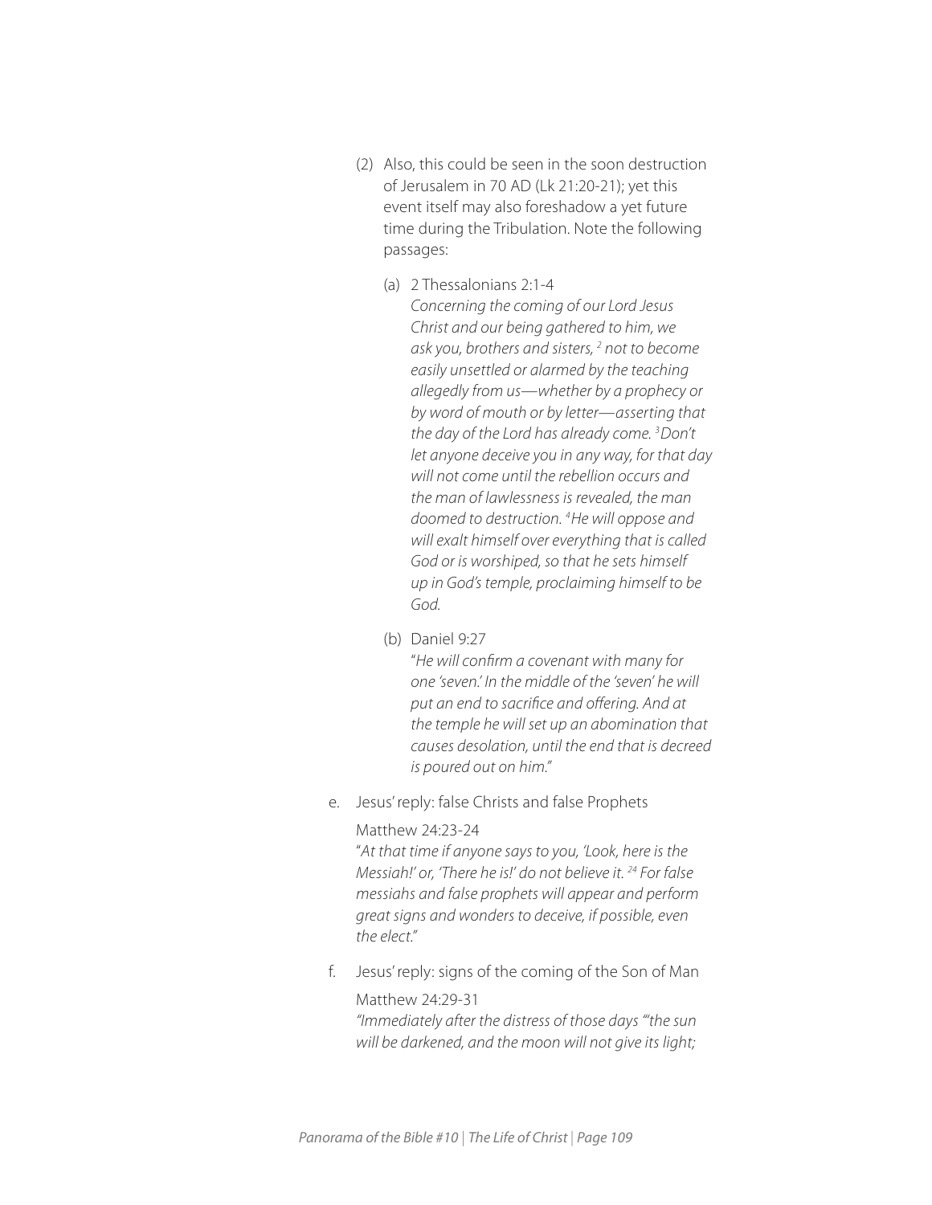(2) Also, this could be seen in the soon destruction of Jerusalem in 70 AD (Lk 21:20-21); yet this event itself may also foreshadow a yet future time during the Tribulation. Note the following passages:

(a) 2 Thessalonians 2:1-4
*Concerning the coming of our Lord Jesus Christ and our being gathered to him, we ask you, brothers and sisters, [2] not to become easily unsettled or alarmed by the teaching allegedly from us—whether by a prophecy or by word of mouth or by letter—asserting that the day of the Lord has already come. [3] Don't let anyone deceive you in any way, for that day will not come until the rebellion occurs and the man of lawlessness is revealed, the man doomed to destruction. [4] He will oppose and will exalt himself over everything that is called God or is worshiped, so that he sets himself up in God's temple, proclaiming himself to be God.*

(b) Daniel 9:27
"*He will confirm a covenant with many for one 'seven.' In the middle of the 'seven' he will put an end to sacrifice and offering. And at the temple he will set up an abomination that causes desolation, until the end that is decreed is poured out on him.*"

e. Jesus' reply: false Christs and false Prophets

Matthew 24:23-24
"*At that time if anyone says to you, 'Look, here is the Messiah!' or, 'There he is!' do not believe it. [24] For false messiahs and false prophets will appear and perform great signs and wonders to deceive, if possible, even the elect.*"

f. Jesus' reply: signs of the coming of the Son of Man

Matthew 24:29-31
*"Immediately after the distress of those days "'the sun will be darkened, and the moon will not give its light;*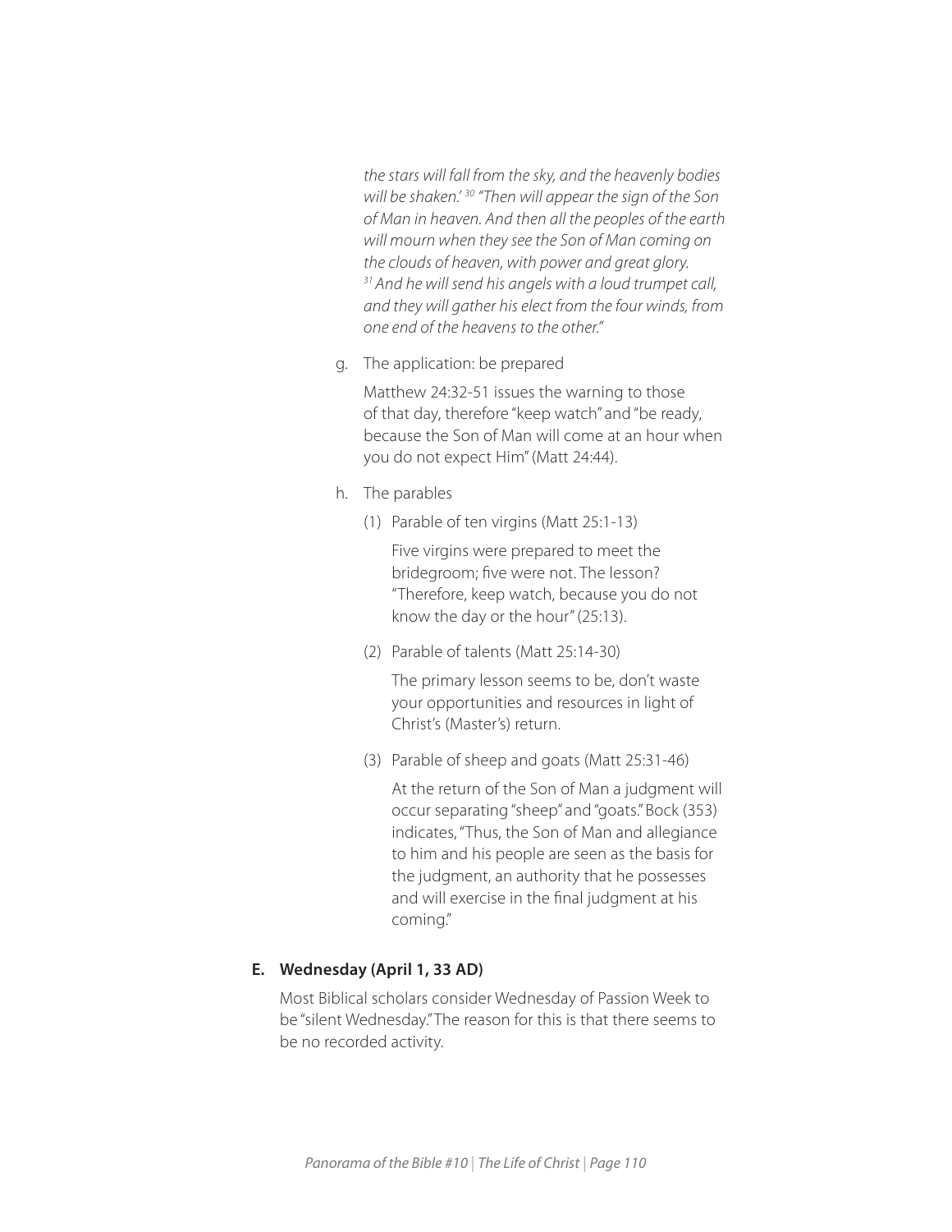*the stars will fall from the sky, and the heavenly bodies will be shaken.' [30] "Then will appear the sign of the Son of Man in heaven. And then all the peoples of the earth will mourn when they see the Son of Man coming on the clouds of heaven, with power and great glory. [31] And he will send his angels with a loud trumpet call, and they will gather his elect from the four winds, from one end of the heavens to the other."*

g. The application: be prepared

   Matthew 24:32-51 issues the warning to those of that day, therefore "keep watch" and "be ready, because the Son of Man will come at an hour when you do not expect Him" (Matt 24:44).

h. The parables

   (1) Parable of ten virgins (Matt 25:1-13)

   Five virgins were prepared to meet the bridegroom; five were not. The lesson? "Therefore, keep watch, because you do not know the day or the hour" (25:13).

   (2) Parable of talents (Matt 25:14-30)

   The primary lesson seems to be, don't waste your opportunities and resources in light of Christ's (Master's) return.

   (3) Parable of sheep and goats (Matt 25:31-46)

   At the return of the Son of Man a judgment will occur separating "sheep" and "goats." Bock (353) indicates, "Thus, the Son of Man and allegiance to him and his people are seen as the basis for the judgment, an authority that he possesses and will exercise in the final judgment at his coming."

**E. Wednesday (April 1, 33 AD)**

Most Biblical scholars consider Wednesday of Passion Week to be "silent Wednesday." The reason for this is that there seems to be no recorded activity.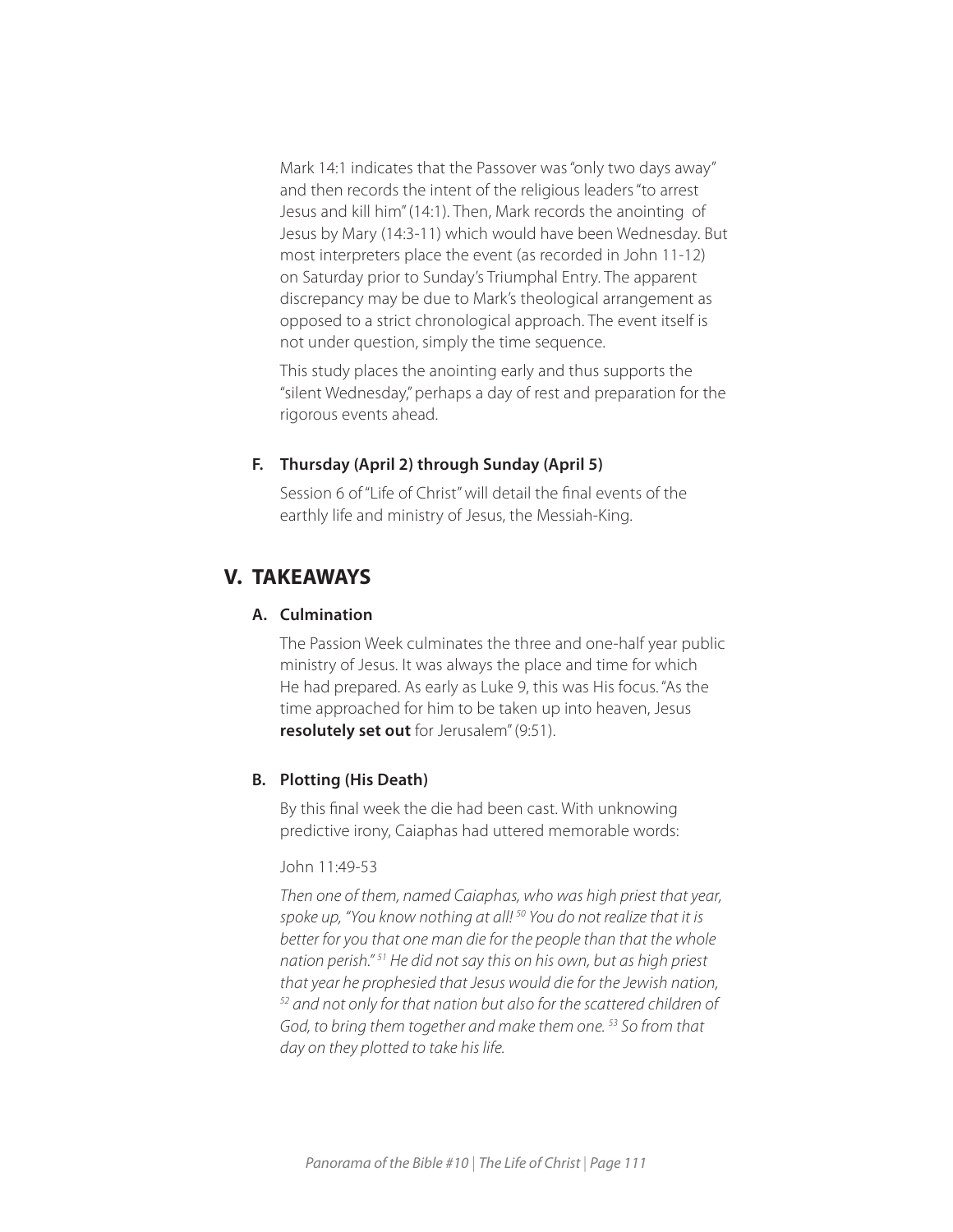Mark 14:1 indicates that the Passover was "only two days away" and then records the intent of the religious leaders "to arrest Jesus and kill him" (14:1). Then, Mark records the anointing of Jesus by Mary (14:3-11) which would have been Wednesday. But most interpreters place the event (as recorded in John 11-12) on Saturday prior to Sunday's Triumphal Entry. The apparent discrepancy may be due to Mark's theological arrangement as opposed to a strict chronological approach. The event itself is not under question, simply the time sequence.

This study places the anointing early and thus supports the "silent Wednesday," perhaps a day of rest and preparation for the rigorous events ahead.

### F. Thursday (April 2) through Sunday (April 5)

Session 6 of "Life of Christ" will detail the final events of the earthly life and ministry of Jesus, the Messiah-King.

## V. TAKEAWAYS

### A. Culmination

The Passion Week culminates the three and one-half year public ministry of Jesus. It was always the place and time for which He had prepared. As early as Luke 9, this was His focus. "As the time approached for him to be taken up into heaven, Jesus **resolutely set out** for Jerusalem" (9:51).

### B. Plotting (His Death)

By this final week the die had been cast. With unknowing predictive irony, Caiaphas had uttered memorable words:

John 11:49-53

*Then one of them, named Caiaphas, who was high priest that year, spoke up, "You know nothing at all! [50] You do not realize that it is better for you that one man die for the people than that the whole nation perish." [51] He did not say this on his own, but as high priest that year he prophesied that Jesus would die for the Jewish nation, [52] and not only for that nation but also for the scattered children of God, to bring them together and make them one. [53] So from that day on they plotted to take his life.*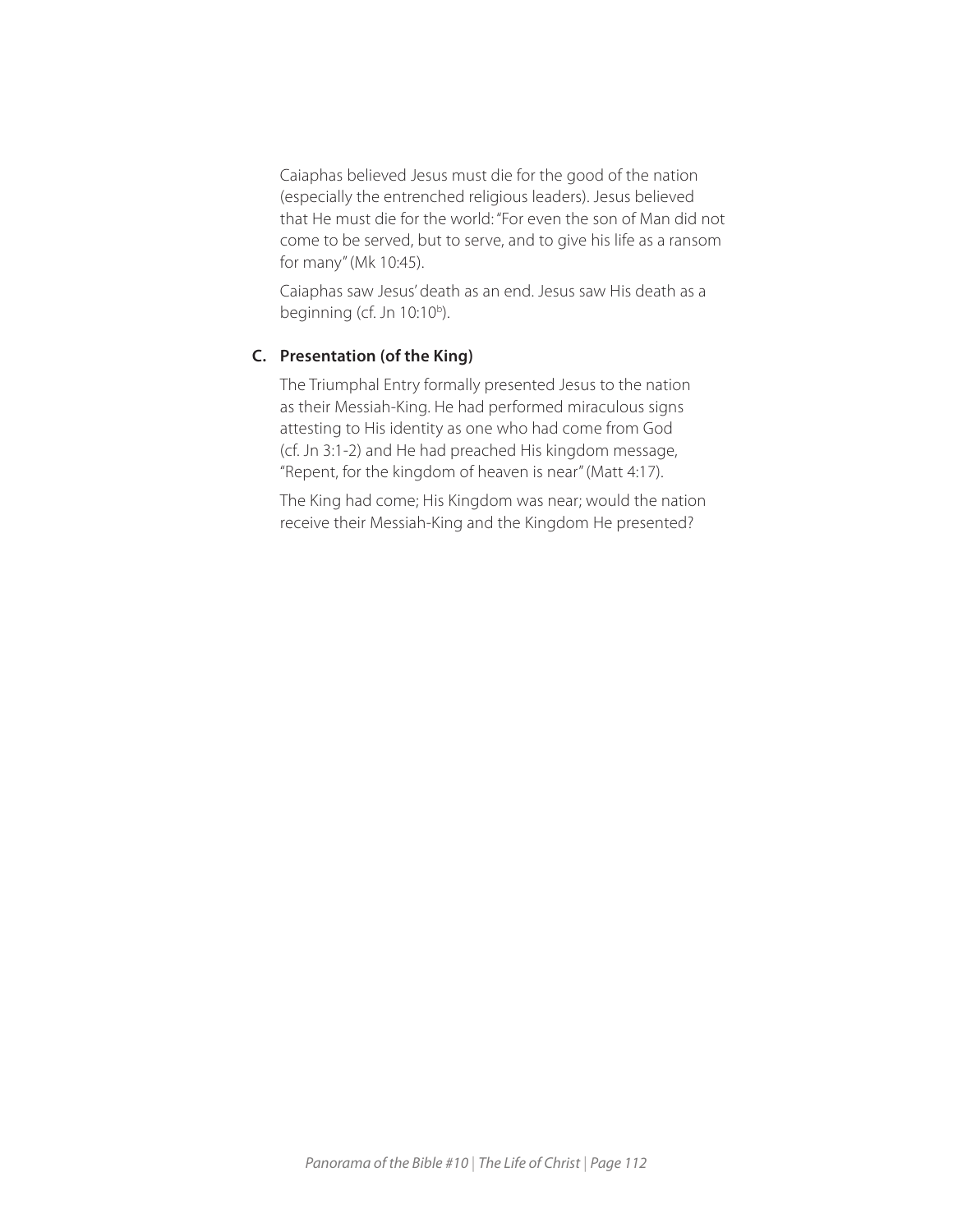Caiaphas believed Jesus must die for the good of the nation (especially the entrenched religious leaders). Jesus believed that He must die for the world: "For even the son of Man did not come to be served, but to serve, and to give his life as a ransom for many" (Mk 10:45).

Caiaphas saw Jesus' death as an end. Jesus saw His death as a beginning (cf. Jn 10:10[b]).

### C. Presentation (of the King)

The Triumphal Entry formally presented Jesus to the nation as their Messiah-King. He had performed miraculous signs attesting to His identity as one who had come from God (cf. Jn 3:1-2) and He had preached His kingdom message, "Repent, for the kingdom of heaven is near" (Matt 4:17).

The King had come; His Kingdom was near; would the nation receive their Messiah-King and the Kingdom He presented?